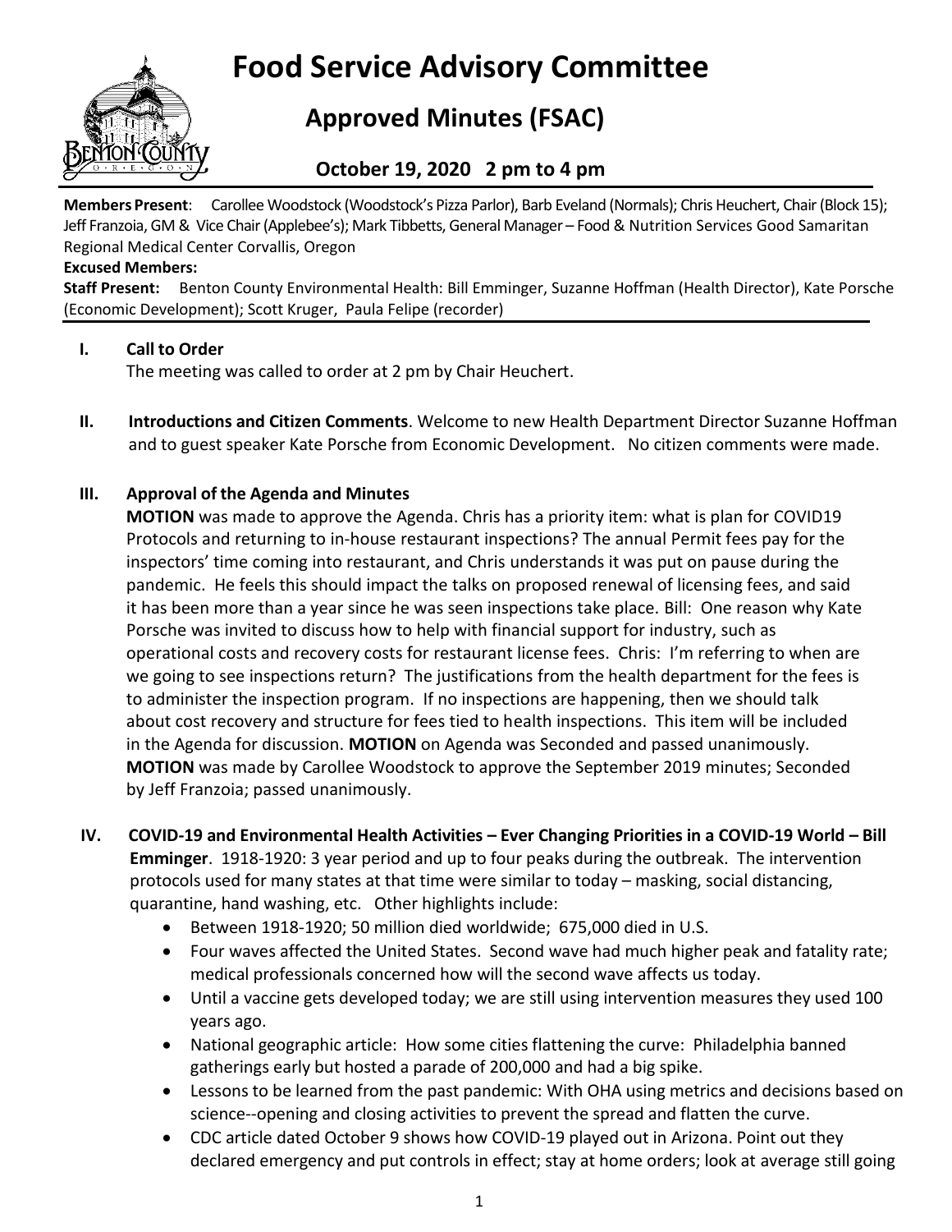# Food Service Advisory Committee

## Approved Minutes (FSAC)

### October 19, 2020 2 pm to 4 pm

**Members Present**: Carollee Woodstock (Woodstock's Pizza Parlor), Barb Eveland (Normals); Chris Heuchert, Chair (Block 15); Jeff Franzoia, GM & Vice Chair (Applebee's); Mark Tibbetts, General Manager – Food & Nutrition Services Good Samaritan Regional Medical Center Corvallis, Oregon

**Excused Members:**

**Staff Present:** Benton County Environmental Health: Bill Emminger, Suzanne Hoffman (Health Director), Kate Porsche (Economic Development); Scott Kruger, Paula Felipe (recorder)

**I. Call to Order**

The meeting was called to order at 2 pm by Chair Heuchert.

**II. Introductions and Citizen Comments**. Welcome to new Health Department Director Suzanne Hoffman and to guest speaker Kate Porsche from Economic Development. No citizen comments were made.

**III. Approval of the Agenda and Minutes**

**MOTION** was made to approve the Agenda. Chris has a priority item: what is plan for COVID19 Protocols and returning to in-house restaurant inspections? The annual Permit fees pay for the inspectors' time coming into restaurant, and Chris understands it was put on pause during the pandemic. He feels this should impact the talks on proposed renewal of licensing fees, and said it has been more than a year since he was seen inspections take place. Bill: One reason why Kate Porsche was invited to discuss how to help with financial support for industry, such as operational costs and recovery costs for restaurant license fees. Chris: I'm referring to when are we going to see inspections return? The justifications from the health department for the fees is to administer the inspection program. If no inspections are happening, then we should talk about cost recovery and structure for fees tied to health inspections. This item will be included in the Agenda for discussion. **MOTION** on Agenda was Seconded and passed unanimously. **MOTION** was made by Carollee Woodstock to approve the September 2019 minutes; Seconded by Jeff Franzoia; passed unanimously.

**IV. COVID-19 and Environmental Health Activities – Ever Changing Priorities in a COVID-19 World – Bill Emminger**. 1918-1920: 3 year period and up to four peaks during the outbreak. The intervention protocols used for many states at that time were similar to today – masking, social distancing, quarantine, hand washing, etc. Other highlights include:

- Between 1918-1920; 50 million died worldwide; 675,000 died in U.S.
- Four waves affected the United States. Second wave had much higher peak and fatality rate; medical professionals concerned how will the second wave affects us today.
- Until a vaccine gets developed today; we are still using intervention measures they used 100 years ago.
- National geographic article: How some cities flattening the curve: Philadelphia banned gatherings early but hosted a parade of 200,000 and had a big spike.
- Lessons to be learned from the past pandemic: With OHA using metrics and decisions based on science--opening and closing activities to prevent the spread and flatten the curve.
- CDC article dated October 9 shows how COVID-19 played out in Arizona. Point out they declared emergency and put controls in effect; stay at home orders; look at average still going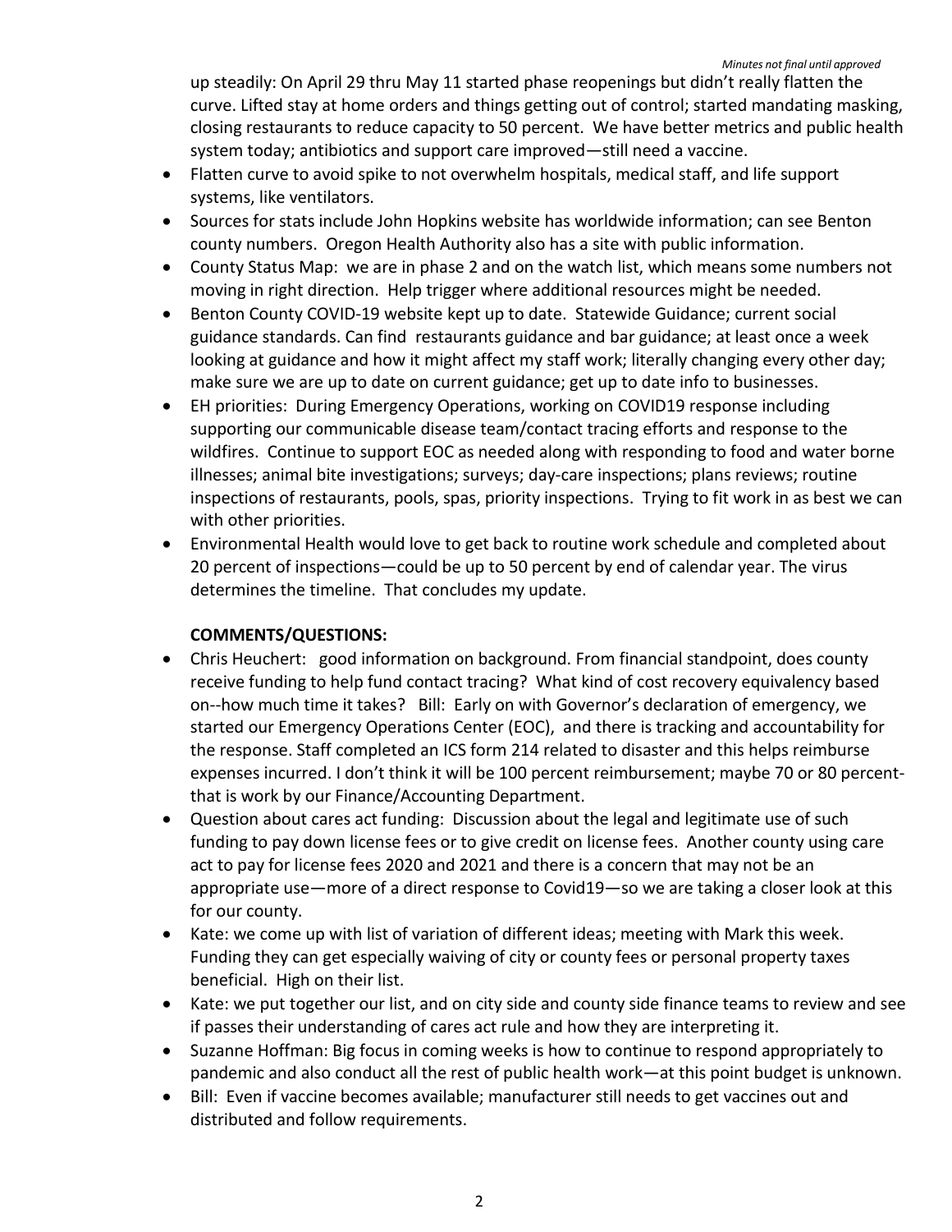up steadily: On April 29 thru May 11 started phase reopenings but didn't really flatten the curve. Lifted stay at home orders and things getting out of control; started mandating masking, closing restaurants to reduce capacity to 50 percent. We have better metrics and public health system today; antibiotics and support care improved—still need a vaccine.

- Flatten curve to avoid spike to not overwhelm hospitals, medical staff, and life support systems, like ventilators.
- Sources for stats include John Hopkins website has worldwide information; can see Benton county numbers. Oregon Health Authority also has a site with public information.
- County Status Map: we are in phase 2 and on the watch list, which means some numbers not moving in right direction. Help trigger where additional resources might be needed.
- Benton County COVID-19 website kept up to date. Statewide Guidance; current social guidance standards. Can find restaurants guidance and bar guidance; at least once a week looking at guidance and how it might affect my staff work; literally changing every other day; make sure we are up to date on current guidance; get up to date info to businesses.
- EH priorities: During Emergency Operations, working on COVID19 response including supporting our communicable disease team/contact tracing efforts and response to the wildfires. Continue to support EOC as needed along with responding to food and water borne illnesses; animal bite investigations; surveys; day-care inspections; plans reviews; routine inspections of restaurants, pools, spas, priority inspections. Trying to fit work in as best we can with other priorities.
- Environmental Health would love to get back to routine work schedule and completed about 20 percent of inspections—could be up to 50 percent by end of calendar year. The virus determines the timeline. That concludes my update.

**COMMENTS/QUESTIONS:**

- Chris Heuchert: good information on background. From financial standpoint, does county receive funding to help fund contact tracing? What kind of cost recovery equivalency based on--how much time it takes? Bill: Early on with Governor's declaration of emergency, we started our Emergency Operations Center (EOC), and there is tracking and accountability for the response. Staff completed an ICS form 214 related to disaster and this helps reimburse expenses incurred. I don't think it will be 100 percent reimbursement; maybe 70 or 80 percent-that is work by our Finance/Accounting Department.
- Question about cares act funding: Discussion about the legal and legitimate use of such funding to pay down license fees or to give credit on license fees. Another county using care act to pay for license fees 2020 and 2021 and there is a concern that may not be an appropriate use—more of a direct response to Covid19—so we are taking a closer look at this for our county.
- Kate: we come up with list of variation of different ideas; meeting with Mark this week. Funding they can get especially waiving of city or county fees or personal property taxes beneficial. High on their list.
- Kate: we put together our list, and on city side and county side finance teams to review and see if passes their understanding of cares act rule and how they are interpreting it.
- Suzanne Hoffman: Big focus in coming weeks is how to continue to respond appropriately to pandemic and also conduct all the rest of public health work—at this point budget is unknown.
- Bill: Even if vaccine becomes available; manufacturer still needs to get vaccines out and distributed and follow requirements.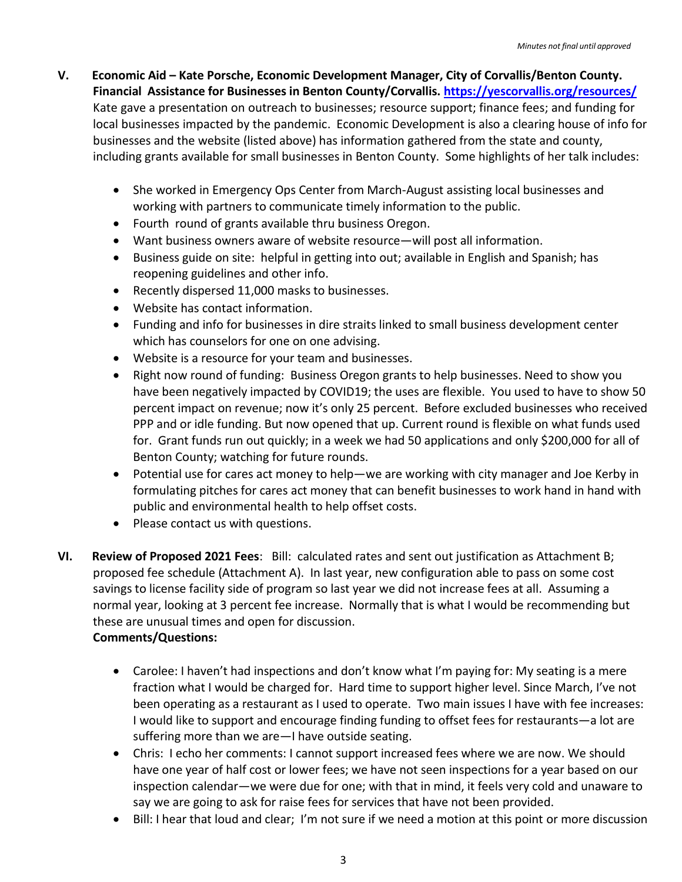*Minutes not final until approved*

**V. Economic Aid – Kate Porsche, Economic Development Manager, City of Corvallis/Benton County. Financial Assistance for Businesses in Benton County/Corvallis. [https://yescorvallis.org/resources/](https://yescorvallis.org/resources/)**

Kate gave a presentation on outreach to businesses; resource support; finance fees; and funding for local businesses impacted by the pandemic. Economic Development is also a clearing house of info for businesses and the website (listed above) has information gathered from the state and county, including grants available for small businesses in Benton County. Some highlights of her talk includes:

- She worked in Emergency Ops Center from March-August assisting local businesses and working with partners to communicate timely information to the public.
- Fourth round of grants available thru business Oregon.
- Want business owners aware of website resource—will post all information.
- Business guide on site: helpful in getting into out; available in English and Spanish; has reopening guidelines and other info.
- Recently dispersed 11,000 masks to businesses.
- Website has contact information.
- Funding and info for businesses in dire straits linked to small business development center which has counselors for one on one advising.
- Website is a resource for your team and businesses.
- Right now round of funding: Business Oregon grants to help businesses. Need to show you have been negatively impacted by COVID19; the uses are flexible. You used to have to show 50 percent impact on revenue; now it's only 25 percent. Before excluded businesses who received PPP and or idle funding. But now opened that up. Current round is flexible on what funds used for. Grant funds run out quickly; in a week we had 50 applications and only $200,000 for all of Benton County; watching for future rounds.
- Potential use for cares act money to help—we are working with city manager and Joe Kerby in formulating pitches for cares act money that can benefit businesses to work hand in hand with public and environmental health to help offset costs.
- Please contact us with questions.

**VI. Review of Proposed 2021 Fees**: Bill: calculated rates and sent out justification as Attachment B; proposed fee schedule (Attachment A). In last year, new configuration able to pass on some cost savings to license facility side of program so last year we did not increase fees at all. Assuming a normal year, looking at 3 percent fee increase. Normally that is what I would be recommending but these are unusual times and open for discussion.

**Comments/Questions:**

- Carolee: I haven't had inspections and don't know what I'm paying for: My seating is a mere fraction what I would be charged for. Hard time to support higher level. Since March, I've not been operating as a restaurant as I used to operate. Two main issues I have with fee increases: I would like to support and encourage finding funding to offset fees for restaurants—a lot are suffering more than we are—I have outside seating.
- Chris: I echo her comments: I cannot support increased fees where we are now. We should have one year of half cost or lower fees; we have not seen inspections for a year based on our inspection calendar—we were due for one; with that in mind, it feels very cold and unaware to say we are going to ask for raise fees for services that have not been provided.
- Bill: I hear that loud and clear; I'm not sure if we need a motion at this point or more discussion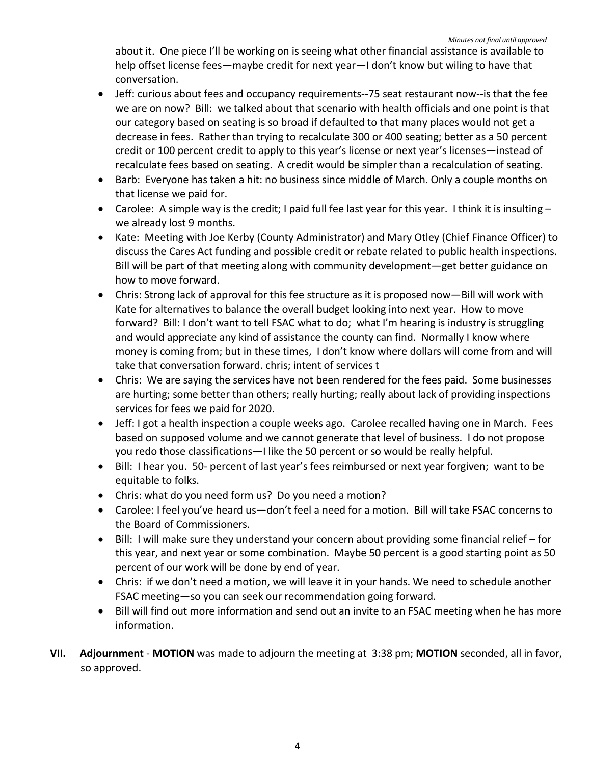about it. One piece I'll be working on is seeing what other financial assistance is available to help offset license fees—maybe credit for next year—I don't know but wiling to have that conversation.

- Jeff: curious about fees and occupancy requirements--75 seat restaurant now--is that the fee we are on now? Bill: we talked about that scenario with health officials and one point is that our category based on seating is so broad if defaulted to that many places would not get a decrease in fees. Rather than trying to recalculate 300 or 400 seating; better as a 50 percent credit or 100 percent credit to apply to this year's license or next year's licenses—instead of recalculate fees based on seating. A credit would be simpler than a recalculation of seating.
- Barb: Everyone has taken a hit: no business since middle of March. Only a couple months on that license we paid for.
- Carolee: A simple way is the credit; I paid full fee last year for this year. I think it is insulting – we already lost 9 months.
- Kate: Meeting with Joe Kerby (County Administrator) and Mary Otley (Chief Finance Officer) to discuss the Cares Act funding and possible credit or rebate related to public health inspections. Bill will be part of that meeting along with community development—get better guidance on how to move forward.
- Chris: Strong lack of approval for this fee structure as it is proposed now—Bill will work with Kate for alternatives to balance the overall budget looking into next year. How to move forward? Bill: I don't want to tell FSAC what to do; what I'm hearing is industry is struggling and would appreciate any kind of assistance the county can find. Normally I know where money is coming from; but in these times, I don't know where dollars will come from and will take that conversation forward. chris; intent of services t
- Chris: We are saying the services have not been rendered for the fees paid. Some businesses are hurting; some better than others; really hurting; really about lack of providing inspections services for fees we paid for 2020.
- Jeff: I got a health inspection a couple weeks ago. Carolee recalled having one in March. Fees based on supposed volume and we cannot generate that level of business. I do not propose you redo those classifications—I like the 50 percent or so would be really helpful.
- Bill: I hear you. 50- percent of last year's fees reimbursed or next year forgiven; want to be equitable to folks.
- Chris: what do you need form us? Do you need a motion?
- Carolee: I feel you've heard us—don't feel a need for a motion. Bill will take FSAC concerns to the Board of Commissioners.
- Bill: I will make sure they understand your concern about providing some financial relief – for this year, and next year or some combination. Maybe 50 percent is a good starting point as 50 percent of our work will be done by end of year.
- Chris: if we don't need a motion, we will leave it in your hands. We need to schedule another FSAC meeting—so you can seek our recommendation going forward.
- Bill will find out more information and send out an invite to an FSAC meeting when he has more information.

**VII. Adjournment** - **MOTION** was made to adjourn the meeting at 3:38 pm; **MOTION** seconded, all in favor, so approved.